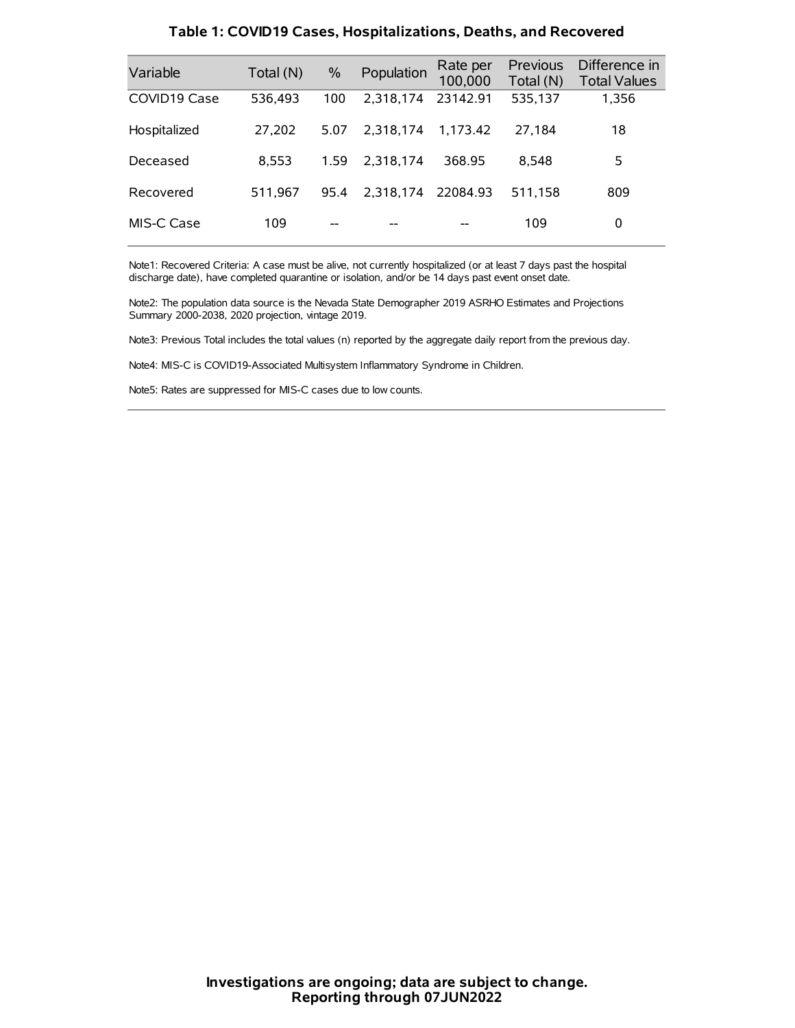## Table 1: COVID19 Cases, Hospitalizations, Deaths, and Recovered

| Variable | Total (N) | % | Population | Rate per 100,000 | Previous Total (N) | Difference in Total Values |
|---|---|---|---|---|---|---|
| COVID19 Case | 536,493 | 100 | 2,318,174 | 23142.91 | 535,137 | 1,356 |
| Hospitalized | 27,202 | 5.07 | 2,318,174 | 1,173.42 | 27,184 | 18 |
| Deceased | 8,553 | 1.59 | 2,318,174 | 368.95 | 8,548 | 5 |
| Recovered | 511,967 | 95.4 | 2,318,174 | 22084.93 | 511,158 | 809 |
| MIS-C Case | 109 | -- | -- | -- | 109 | 0 |

Note1: Recovered Criteria: A case must be alive, not currently hospitalized (or at least 7 days past the hospital discharge date), have completed quarantine or isolation, and/or be 14 days past event onset date.

Note2: The population data source is the Nevada State Demographer 2019 ASRHO Estimates and Projections Summary 2000-2038, 2020 projection, vintage 2019.

Note3: Previous Total includes the total values (n) reported by the aggregate daily report from the previous day.

Note4: MIS-C is COVID19-Associated Multisystem Inflammatory Syndrome in Children.

Note5: Rates are suppressed for MIS-C cases due to low counts.

**Investigations are ongoing; data are subject to change.**
**Reporting through 07JUN2022**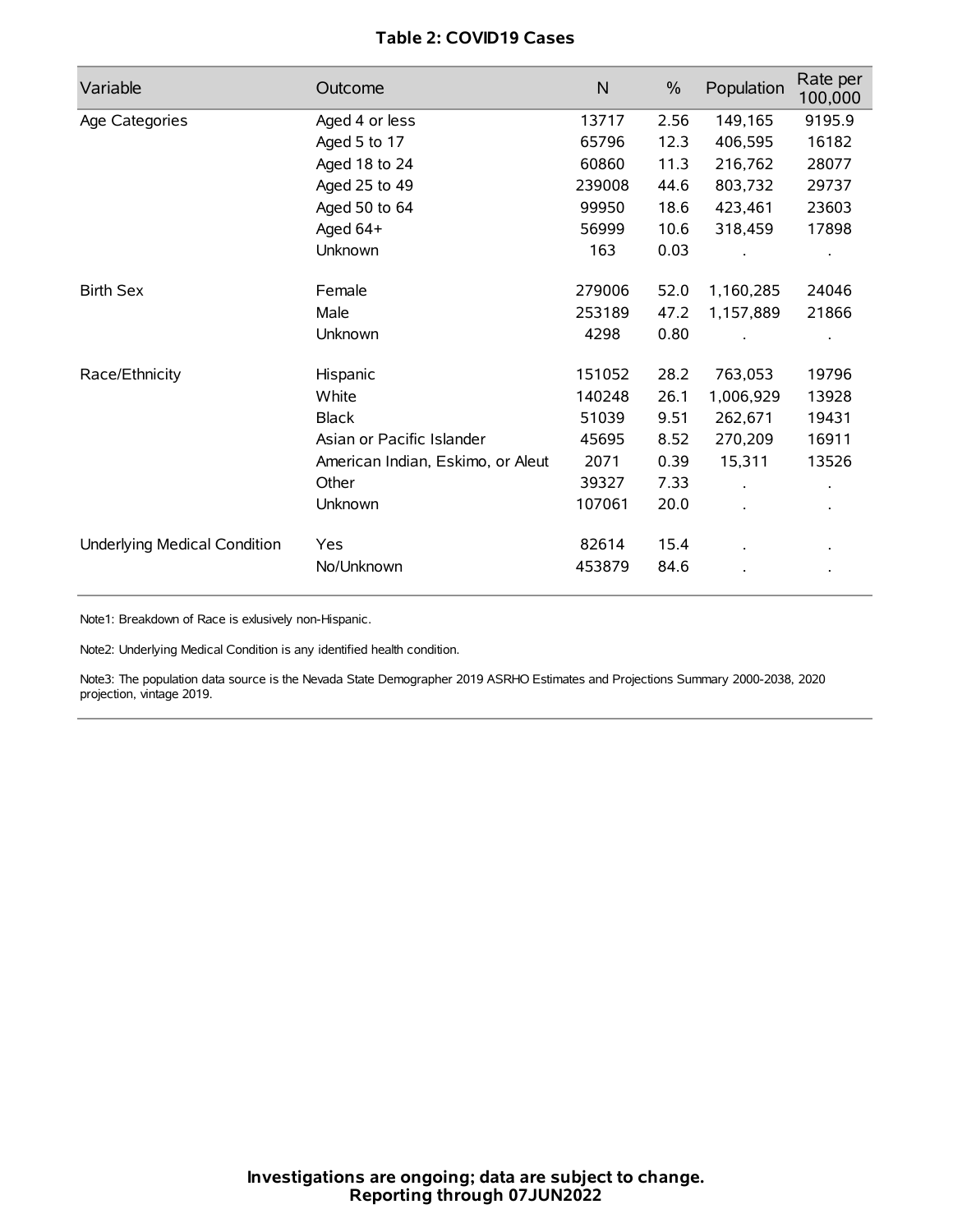# Table 2: COVID19 Cases

| Variable | Outcome | N | % | Population | Rate per 100,000 |
|---|---|---|---|---|---|
| Age Categories | Aged 4 or less | 13717 | 2.56 | 149,165 | 9195.9 |
| | Aged 5 to 17 | 65796 | 12.3 | 406,595 | 16182 |
| | Aged 18 to 24 | 60860 | 11.3 | 216,762 | 28077 |
| | Aged 25 to 49 | 239008 | 44.6 | 803,732 | 29737 |
| | Aged 50 to 64 | 99950 | 18.6 | 423,461 | 23603 |
| | Aged 64+ | 56999 | 10.6 | 318,459 | 17898 |
| | Unknown | 163 | 0.03 | . | . |
| Birth Sex | Female | 279006 | 52.0 | 1,160,285 | 24046 |
| | Male | 253189 | 47.2 | 1,157,889 | 21866 |
| | Unknown | 4298 | 0.80 | . | . |
| Race/Ethnicity | Hispanic | 151052 | 28.2 | 763,053 | 19796 |
| | White | 140248 | 26.1 | 1,006,929 | 13928 |
| | Black | 51039 | 9.51 | 262,671 | 19431 |
| | Asian or Pacific Islander | 45695 | 8.52 | 270,209 | 16911 |
| | American Indian, Eskimo, or Aleut | 2071 | 0.39 | 15,311 | 13526 |
| | Other | 39327 | 7.33 | . | . |
| | Unknown | 107061 | 20.0 | . | . |
| Underlying Medical Condition | Yes | 82614 | 15.4 | . | . |
| | No/Unknown | 453879 | 84.6 | . | . |

Note1: Breakdown of Race is exlusively non-Hispanic.

Note2: Underlying Medical Condition is any identified health condition.

Note3: The population data source is the Nevada State Demographer 2019 ASRHO Estimates and Projections Summary 2000-2038, 2020 projection, vintage 2019.

**Investigations are ongoing; data are subject to change.**
**Reporting through 07JUN2022**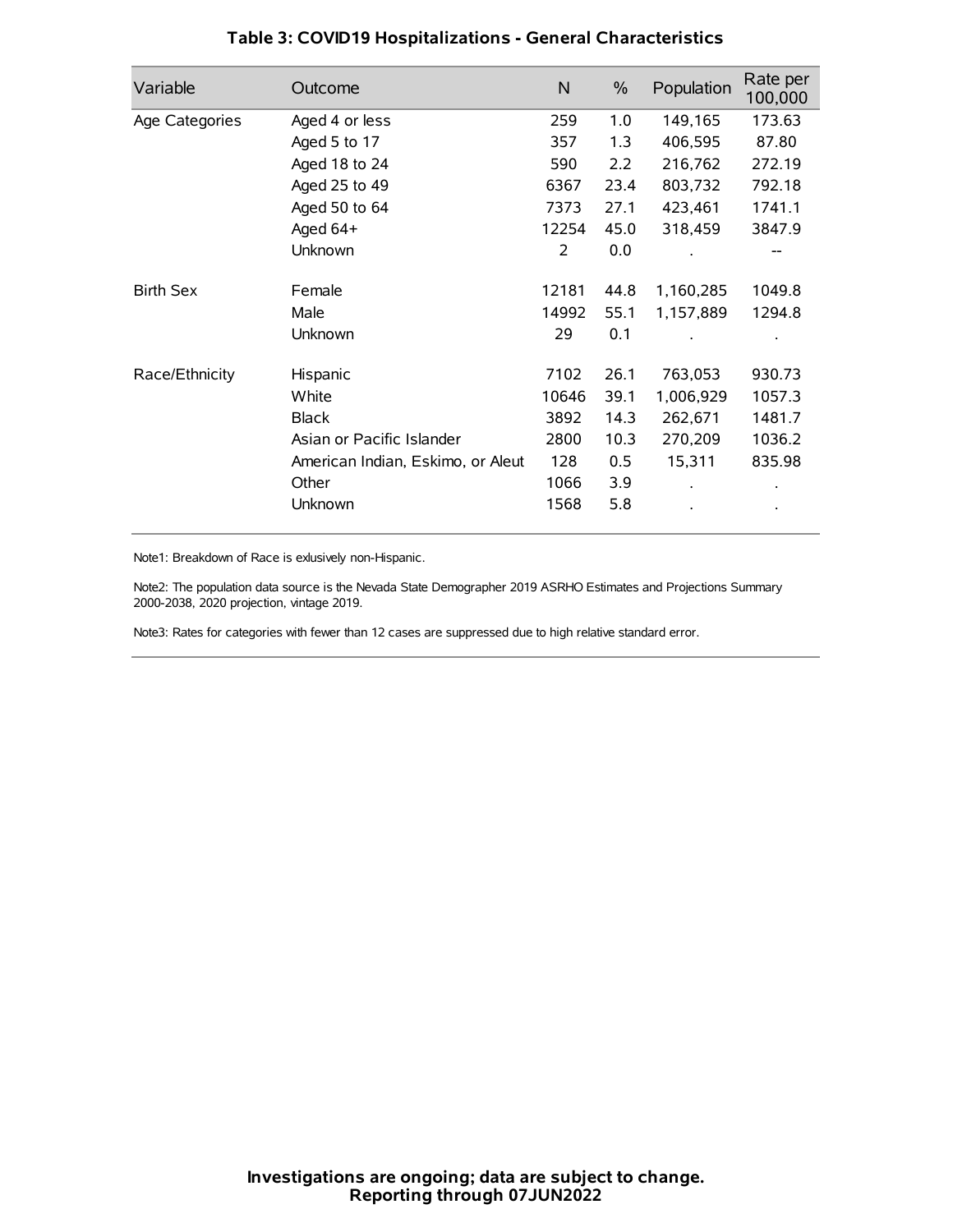## Table 3: COVID19 Hospitalizations - General Characteristics

| Variable | Outcome | N | % | Population | Rate per 100,000 |
|---|---|---|---|---|---|
| Age Categories | Aged 4 or less | 259 | 1.0 | 149,165 | 173.63 |
| | Aged 5 to 17 | 357 | 1.3 | 406,595 | 87.80 |
| | Aged 18 to 24 | 590 | 2.2 | 216,762 | 272.19 |
| | Aged 25 to 49 | 6367 | 23.4 | 803,732 | 792.18 |
| | Aged 50 to 64 | 7373 | 27.1 | 423,461 | 1741.1 |
| | Aged 64+ | 12254 | 45.0 | 318,459 | 3847.9 |
| | Unknown | 2 | 0.0 | . | -- |
| Birth Sex | Female | 12181 | 44.8 | 1,160,285 | 1049.8 |
| | Male | 14992 | 55.1 | 1,157,889 | 1294.8 |
| | Unknown | 29 | 0.1 | . | . |
| Race/Ethnicity | Hispanic | 7102 | 26.1 | 763,053 | 930.73 |
| | White | 10646 | 39.1 | 1,006,929 | 1057.3 |
| | Black | 3892 | 14.3 | 262,671 | 1481.7 |
| | Asian or Pacific Islander | 2800 | 10.3 | 270,209 | 1036.2 |
| | American Indian, Eskimo, or Aleut | 128 | 0.5 | 15,311 | 835.98 |
| | Other | 1066 | 3.9 | . | . |
| | Unknown | 1568 | 5.8 | . | . |

Note1: Breakdown of Race is exlusively non-Hispanic.

Note2: The population data source is the Nevada State Demographer 2019 ASRHO Estimates and Projections Summary 2000-2038, 2020 projection, vintage 2019.

Note3: Rates for categories with fewer than 12 cases are suppressed due to high relative standard error.

**Investigations are ongoing; data are subject to change.**
**Reporting through 07JUN2022**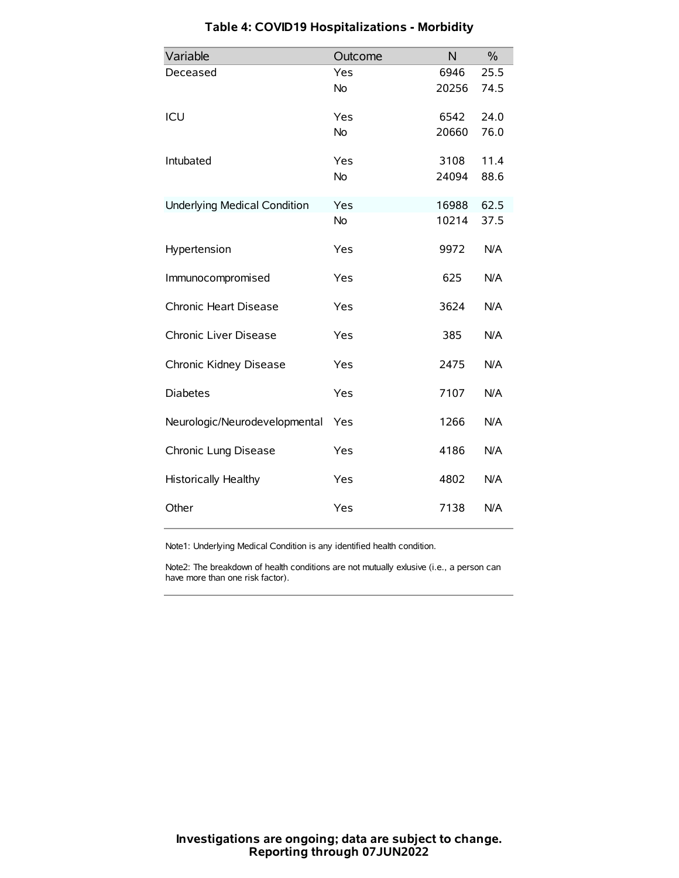# Table 4: COVID19 Hospitalizations - Morbidity

| Variable | Outcome | N | % |
|---|---|---|---|
| Deceased | Yes | 6946 | 25.5 |
| | No | 20256 | 74.5 |
| ICU | Yes | 6542 | 24.0 |
| | No | 20660 | 76.0 |
| Intubated | Yes | 3108 | 11.4 |
| | No | 24094 | 88.6 |
| Underlying Medical Condition | Yes | 16988 | 62.5 |
| | No | 10214 | 37.5 |
| Hypertension | Yes | 9972 | N/A |
| Immunocompromised | Yes | 625 | N/A |
| Chronic Heart Disease | Yes | 3624 | N/A |
| Chronic Liver Disease | Yes | 385 | N/A |
| Chronic Kidney Disease | Yes | 2475 | N/A |
| Diabetes | Yes | 7107 | N/A |
| Neurologic/Neurodevelopmental | Yes | 1266 | N/A |
| Chronic Lung Disease | Yes | 4186 | N/A |
| Historically Healthy | Yes | 4802 | N/A |
| Other | Yes | 7138 | N/A |

Note1: Underlying Medical Condition is any identified health condition.

Note2: The breakdown of health conditions are not mutually exlusive (i.e., a person can have more than one risk factor).

**Investigations are ongoing; data are subject to change.**
**Reporting through 07JUN2022**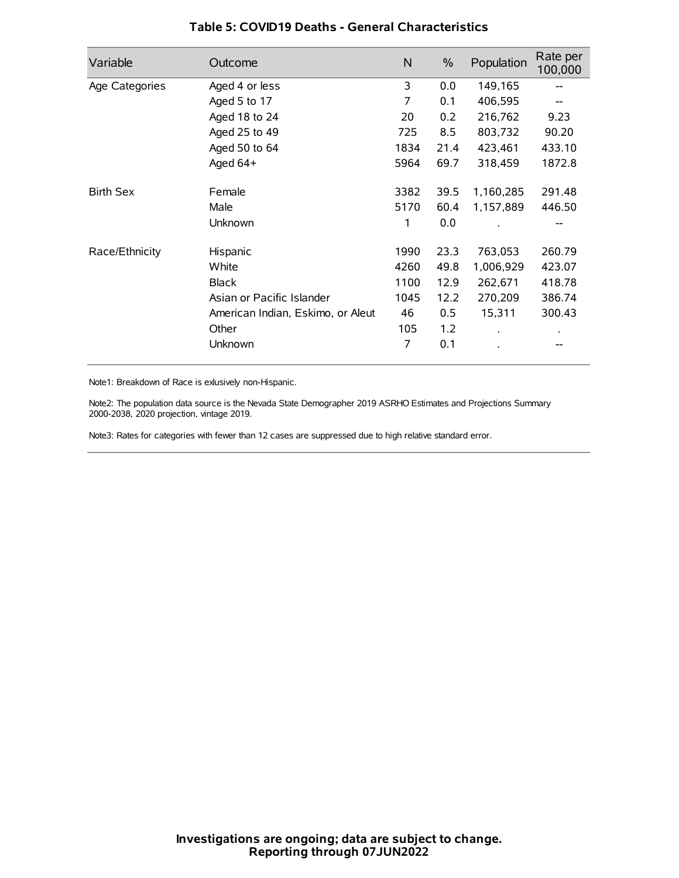# Table 5: COVID19 Deaths - General Characteristics

| Variable | Outcome | N | % | Population | Rate per 100,000 |
|---|---|---|---|---|---|
| Age Categories | Aged 4 or less | 3 | 0.0 | 149,165 | -- |
| | Aged 5 to 17 | 7 | 0.1 | 406,595 | -- |
| | Aged 18 to 24 | 20 | 0.2 | 216,762 | 9.23 |
| | Aged 25 to 49 | 725 | 8.5 | 803,732 | 90.20 |
| | Aged 50 to 64 | 1834 | 21.4 | 423,461 | 433.10 |
| | Aged 64+ | 5964 | 69.7 | 318,459 | 1872.8 |
| Birth Sex | Female | 3382 | 39.5 | 1,160,285 | 291.48 |
| | Male | 5170 | 60.4 | 1,157,889 | 446.50 |
| | Unknown | 1 | 0.0 | . | -- |
| Race/Ethnicity | Hispanic | 1990 | 23.3 | 763,053 | 260.79 |
| | White | 4260 | 49.8 | 1,006,929 | 423.07 |
| | Black | 1100 | 12.9 | 262,671 | 418.78 |
| | Asian or Pacific Islander | 1045 | 12.2 | 270,209 | 386.74 |
| | American Indian, Eskimo, or Aleut | 46 | 0.5 | 15,311 | 300.43 |
| | Other | 105 | 1.2 | . | . |
| | Unknown | 7 | 0.1 | . | -- |

Note1: Breakdown of Race is exlusively non-Hispanic.

Note2: The population data source is the Nevada State Demographer 2019 ASRHO Estimates and Projections Summary 2000-2038, 2020 projection, vintage 2019.

Note3: Rates for categories with fewer than 12 cases are suppressed due to high relative standard error.

**Investigations are ongoing; data are subject to change.**
**Reporting through 07JUN2022**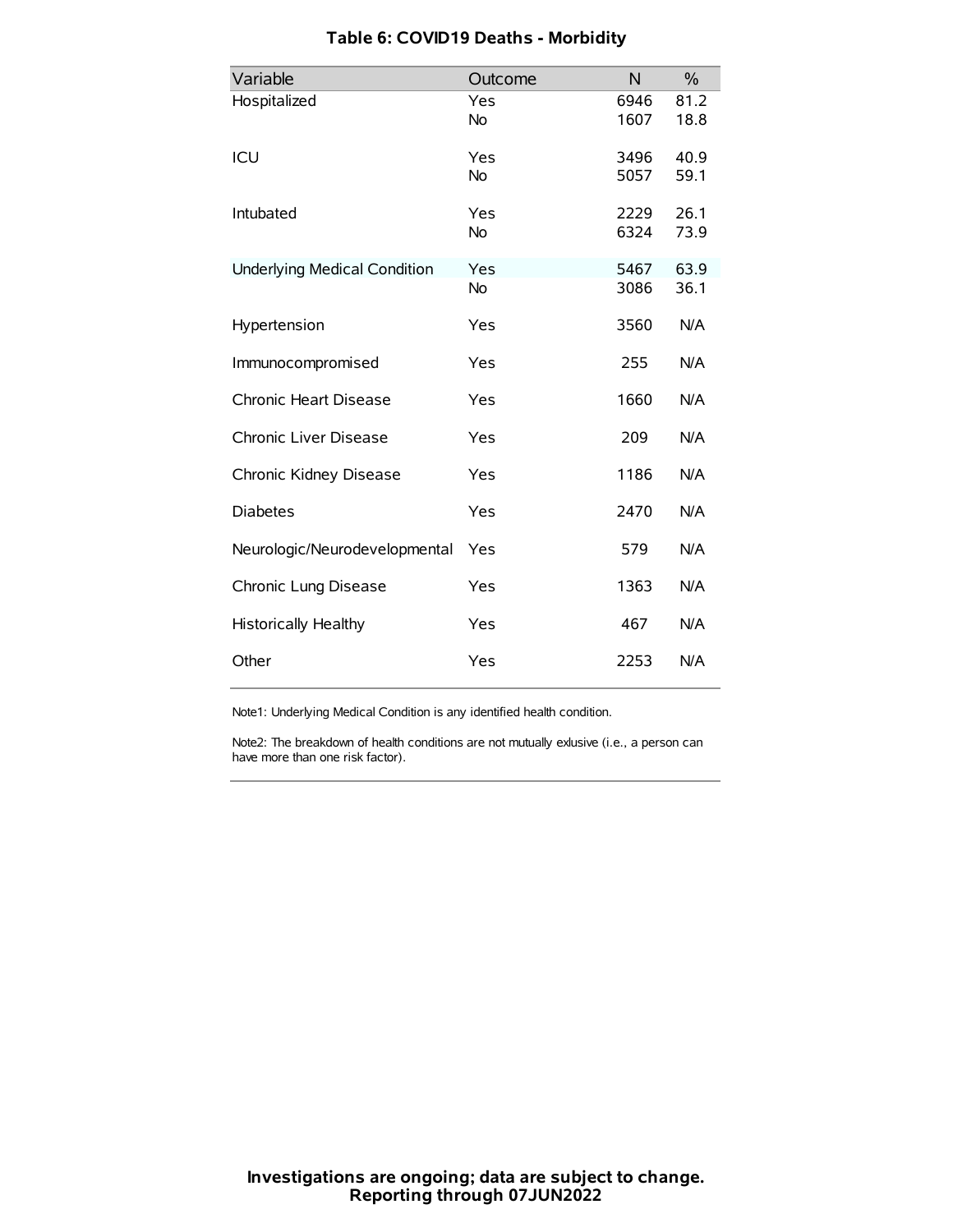## Table 6: COVID19 Deaths - Morbidity

| Variable | Outcome | N | % |
|---|---|---|---|
| Hospitalized | Yes | 6946 | 81.2 |
| | No | 1607 | 18.8 |
| ICU | Yes | 3496 | 40.9 |
| | No | 5057 | 59.1 |
| Intubated | Yes | 2229 | 26.1 |
| | No | 6324 | 73.9 |
| Underlying Medical Condition | Yes | 5467 | 63.9 |
| | No | 3086 | 36.1 |
| Hypertension | Yes | 3560 | N/A |
| Immunocompromised | Yes | 255 | N/A |
| Chronic Heart Disease | Yes | 1660 | N/A |
| Chronic Liver Disease | Yes | 209 | N/A |
| Chronic Kidney Disease | Yes | 1186 | N/A |
| Diabetes | Yes | 2470 | N/A |
| Neurologic/Neurodevelopmental | Yes | 579 | N/A |
| Chronic Lung Disease | Yes | 1363 | N/A |
| Historically Healthy | Yes | 467 | N/A |
| Other | Yes | 2253 | N/A |

Note1: Underlying Medical Condition is any identified health condition.

Note2: The breakdown of health conditions are not mutually exlusive (i.e., a person can have more than one risk factor).

**Investigations are ongoing; data are subject to change.**
**Reporting through 07JUN2022**